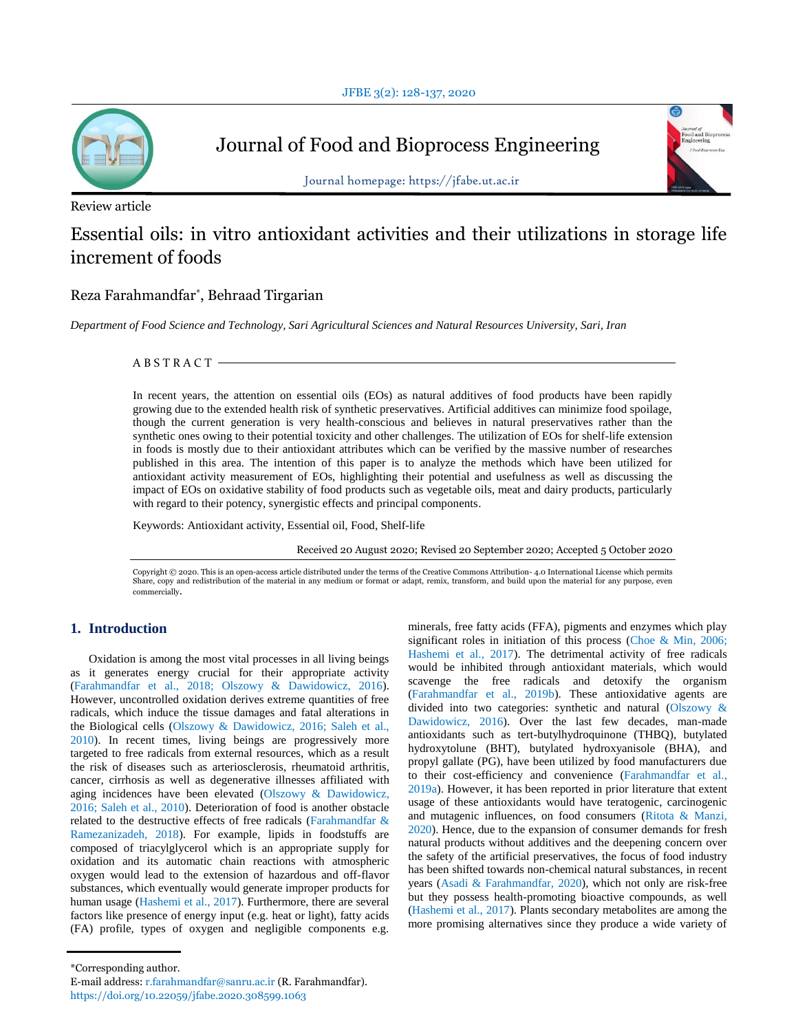Journal of Food and Bioprocess Engineering

Journal homepage: https://jfabe.ut.ac.ir

Review article

# Essential oils: in vitro antioxidant activities and their utilizations in storage life increment of foods

Reza Farahmandfar*, Behraad Tirgarian

*Department of Food Science and Technology, Sari Agricultural Sciences and Natural Resources University, Sari, Iran*

## ABSTRACT

In recent years, the attention on essential oils (EOs) as natural additives of food products have been rapidly growing due to the extended health risk of synthetic preservatives. Artificial additives can minimize food spoilage, though the current generation is very health-conscious and believes in natural preservatives rather than the synthetic ones owing to their potential toxicity and other challenges. The utilization of EOs for shelf-life extension in foods is mostly due to their antioxidant attributes which can be verified by the massive number of researches published in this area. The intention of this paper is to analyze the methods which have been utilized for antioxidant activity measurement of EOs, highlighting their potential and usefulness as well as discussing the impact of EOs on oxidative stability of food products such as vegetable oils, meat and dairy products, particularly with regard to their potency, synergistic effects and principal components.

Keywords: Antioxidant activity, Essential oil, Food, Shelf-life

Received 20 August 2020; Revised 20 September 2020; Accepted 5 October 2020

Copyright © 2020. This is an open-access article distributed under the terms of the Creative Commons Attribution- 4.0 International License which permits Share, copy and redistribution of the material in any medium or format or adapt, remix, transform, and build upon the material for any purpose, even commercially.

## 1. Introduction

Oxidation is among the most vital processes in all living beings as it generates energy crucial for their appropriate activity (Farahmandfar et al., 2018; Olszowy & Dawidowicz, 2016). However, uncontrolled oxidation derives extreme quantities of free radicals, which induce the tissue damages and fatal alterations in the Biological cells (Olszowy & Dawidowicz, 2016; Saleh et al., 2010). In recent times, living beings are progressively more targeted to free radicals from external resources, which as a result the risk of diseases such as arteriosclerosis, rheumatoid arthritis, cancer, cirrhosis as well as degenerative illnesses affiliated with aging incidences have been elevated (Olszowy & Dawidowicz, 2016; Saleh et al., 2010). Deterioration of food is another obstacle related to the destructive effects of free radicals (Farahmandfar & Ramezanizadeh, 2018). For example, lipids in foodstuffs are composed of triacylglycerol which is an appropriate supply for oxidation and its automatic chain reactions with atmospheric oxygen would lead to the extension of hazardous and off-flavor substances, which eventually would generate improper products for human usage (Hashemi et al., 2017). Furthermore, there are several factors like presence of energy input (e.g. heat or light), fatty acids (FA) profile, types of oxygen and negligible components e.g. minerals, free fatty acids (FFA), pigments and enzymes which play significant roles in initiation of this process (Choe & Min, 2006; Hashemi et al., 2017). The detrimental activity of free radicals would be inhibited through antioxidant materials, which would scavenge the free radicals and detoxify the organism (Farahmandfar et al., 2019b). These antioxidative agents are divided into two categories: synthetic and natural (Olszowy & Dawidowicz, 2016). Over the last few decades, man-made antioxidants such as tert-butylhydroquinone (THBQ), butylated hydroxytolune (BHT), butylated hydroxyanisole (BHA), and propyl gallate (PG), have been utilized by food manufacturers due to their cost-efficiency and convenience (Farahmandfar et al., 2019a). However, it has been reported in prior literature that extent usage of these antioxidants would have teratogenic, carcinogenic and mutagenic influences, on food consumers (Ritota & Manzi, 2020). Hence, due to the expansion of consumer demands for fresh natural products without additives and the deepening concern over the safety of the artificial preservatives, the focus of food industry has been shifted towards non-chemical natural substances, in recent years (Asadi & Farahmandfar, 2020), which not only are risk-free but they possess health-promoting bioactive compounds, as well (Hashemi et al., 2017). Plants secondary metabolites are among the more promising alternatives since they produce a wide variety of

*Corresponding author.
E-mail address: r.farahmandfar@sanru.ac.ir (R. Farahmandfar).
https://doi.org/10.22059/jfabe.2020.308599.1063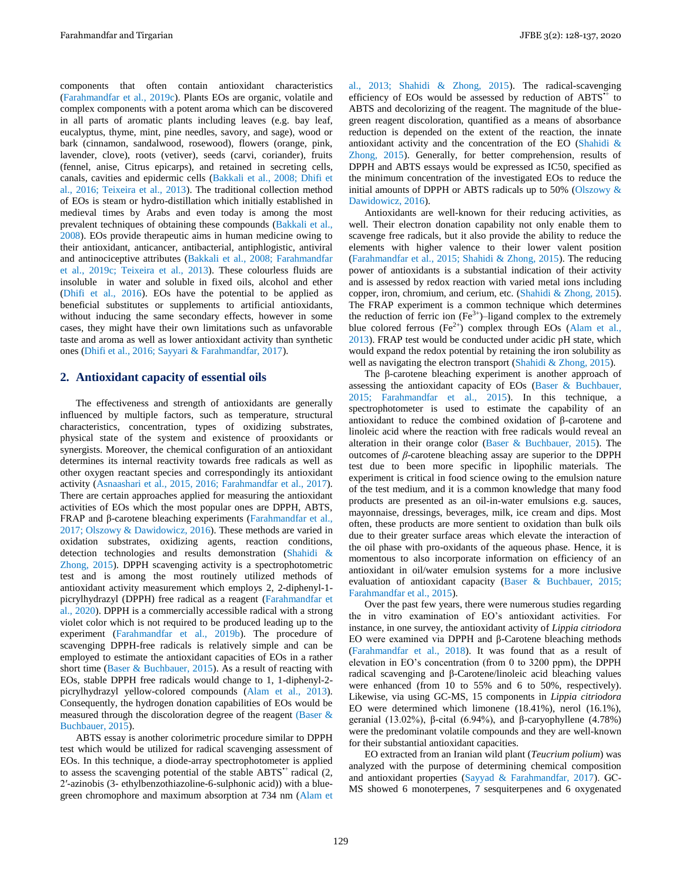components that often contain antioxidant characteristics (Farahmandfar et al., 2019c). Plants EOs are organic, volatile and complex components with a potent aroma which can be discovered in all parts of aromatic plants including leaves (e.g. bay leaf, eucalyptus, thyme, mint, pine needles, savory, and sage), wood or bark (cinnamon, sandalwood, rosewood), flowers (orange, pink, lavender, clove), roots (vetiver), seeds (carvi, coriander), fruits (fennel, anise, Citrus epicarps), and retained in secreting cells, canals, cavities and epidermic cells (Bakkali et al., 2008; Dhifi et al., 2016; Teixeira et al., 2013). The traditional collection method of EOs is steam or hydro-distillation which initially established in medieval times by Arabs and even today is among the most prevalent techniques of obtaining these compounds (Bakkali et al., 2008). EOs provide therapeutic aims in human medicine owing to their antioxidant, anticancer, antibacterial, antiphlogistic, antiviral and antinociceptive attributes (Bakkali et al., 2008; Farahmandfar et al., 2019c; Teixeira et al., 2013). These colourless fluids are insoluble in water and soluble in fixed oils, alcohol and ether (Dhifi et al., 2016). EOs have the potential to be applied as beneficial substitutes or supplements to artificial antioxidants, without inducing the same secondary effects, however in some cases, they might have their own limitations such as unfavorable taste and aroma as well as lower antioxidant activity than synthetic ones (Dhifi et al., 2016; Sayyari & Farahmandfar, 2017).

## 2. Antioxidant capacity of essential oils

The effectiveness and strength of antioxidants are generally influenced by multiple factors, such as temperature, structural characteristics, concentration, types of oxidizing substrates, physical state of the system and existence of prooxidants or synergists. Moreover, the chemical configuration of an antioxidant determines its internal reactivity towards free radicals as well as other oxygen reactant species and correspondingly its antioxidant activity (Asnaashari et al., 2015, 2016; Farahmandfar et al., 2017). There are certain approaches applied for measuring the antioxidant activities of EOs which the most popular ones are DPPH, ABTS, FRAP and β-carotene bleaching experiments (Farahmandfar et al., 2017; Olszowy & Dawidowicz, 2016). These methods are varied in oxidation substrates, oxidizing agents, reaction conditions, detection technologies and results demonstration (Shahidi & Zhong, 2015). DPPH scavenging activity is a spectrophotometric test and is among the most routinely utilized methods of antioxidant activity measurement which employs 2, 2-diphenyl-1-picrylhydrazyl (DPPH) free radical as a reagent (Farahmandfar et al., 2020). DPPH is a commercially accessible radical with a strong violet color which is not required to be produced leading up to the experiment (Farahmandfar et al., 2019b). The procedure of scavenging DPPH-free radicals is relatively simple and can be employed to estimate the antioxidant capacities of EOs in a rather short time (Baser & Buchbauer, 2015). As a result of reacting with EOs, stable DPPH free radicals would change to 1, 1-diphenyl-2-picrylhydrazyl yellow-colored compounds (Alam et al., 2013). Consequently, the hydrogen donation capabilities of EOs would be measured through the discoloration degree of the reagent (Baser & Buchbauer, 2015).

ABTS essay is another colorimetric procedure similar to DPPH test which would be utilized for radical scavenging assessment of EOs. In this technique, a diode-array spectrophotometer is applied to assess the scavenging potential of the stable $ABTS^{\bullet+}$ radical (2, 2′-azinobis (3- ethylbenzothiazoline-6-sulphonic acid)) with a blue-green chromophore and maximum absorption at 734 nm (Alam et al., 2013; Shahidi & Zhong, 2015). The radical-scavenging efficiency of EOs would be assessed by reduction of $ABTS^{\bullet+}$ to ABTS and decolorizing of the reagent. The magnitude of the blue-green reagent discoloration, quantified as a means of absorbance reduction is depended on the extent of the reaction, the innate antioxidant activity and the concentration of the EO (Shahidi & Zhong, 2015). Generally, for better comprehension, results of DPPH and ABTS essays would be expressed as IC50, specified as the minimum concentration of the investigated EOs to reduce the initial amounts of DPPH or ABTS radicals up to 50% (Olszowy & Dawidowicz, 2016).

Antioxidants are well-known for their reducing activities, as well. Their electron donation capability not only enable them to scavenge free radicals, but it also provide the ability to reduce the elements with higher valence to their lower valent position (Farahmandfar et al., 2015; Shahidi & Zhong, 2015). The reducing power of antioxidants is a substantial indication of their activity and is assessed by redox reaction with varied metal ions including copper, iron, chromium, and cerium, etc. (Shahidi & Zhong, 2015). The FRAP experiment is a common technique which determines the reduction of ferric ion ($Fe^{3+}$)–ligand complex to the extremely blue colored ferrous ($Fe^{2+}$) complex through EOs (Alam et al., 2013). FRAP test would be conducted under acidic pH state, which would expand the redox potential by retaining the iron solubility as well as navigating the electron transport (Shahidi & Zhong, 2015).

The β-carotene bleaching experiment is another approach of assessing the antioxidant capacity of EOs (Baser & Buchbauer, 2015; Farahmandfar et al., 2015). In this technique, a spectrophotometer is used to estimate the capability of an antioxidant to reduce the combined oxidation of β-carotene and linoleic acid where the reaction with free radicals would reveal an alteration in their orange color (Baser & Buchbauer, 2015). The outcomes of *β*-carotene bleaching assay are superior to the DPPH test due to been more specific in lipophilic materials. The experiment is critical in food science owing to the emulsion nature of the test medium, and it is a common knowledge that many food products are presented as an oil-in-water emulsions e.g. sauces, mayonnaise, dressings, beverages, milk, ice cream and dips. Most often, these products are more sentient to oxidation than bulk oils due to their greater surface areas which elevate the interaction of the oil phase with pro-oxidants of the aqueous phase. Hence, it is momentous to also incorporate information on efficiency of an antioxidant in oil/water emulsion systems for a more inclusive evaluation of antioxidant capacity (Baser & Buchbauer, 2015; Farahmandfar et al., 2015).

Over the past few years, there were numerous studies regarding the in vitro examination of EO's antioxidant activities. For instance, in one survey, the antioxidant activity of *Lippia citriodora* EO were examined via DPPH and β-Carotene bleaching methods (Farahmandfar et al., 2018). It was found that as a result of elevation in EO's concentration (from 0 to 3200 ppm), the DPPH radical scavenging and β-Carotene/linoleic acid bleaching values were enhanced (from 10 to 55% and 6 to 50%, respectively). Likewise, via using GC-MS, 15 components in *Lippia citriodora* EO were determined which limonene (18.41%), nerol (16.1%), geranial (13.02%), β-cital (6.94%), and β-caryophyllene (4.78%) were the predominant volatile compounds and they are well-known for their substantial antioxidant capacities.

EO extracted from an Iranian wild plant (*Teucrium polum*) was analyzed with the purpose of determining chemical composition and antioxidant properties (Sayyad & Farahmandfar, 2017). GC-MS showed 6 monoterpenes, 7 sesquiterpenes and 6 oxygenated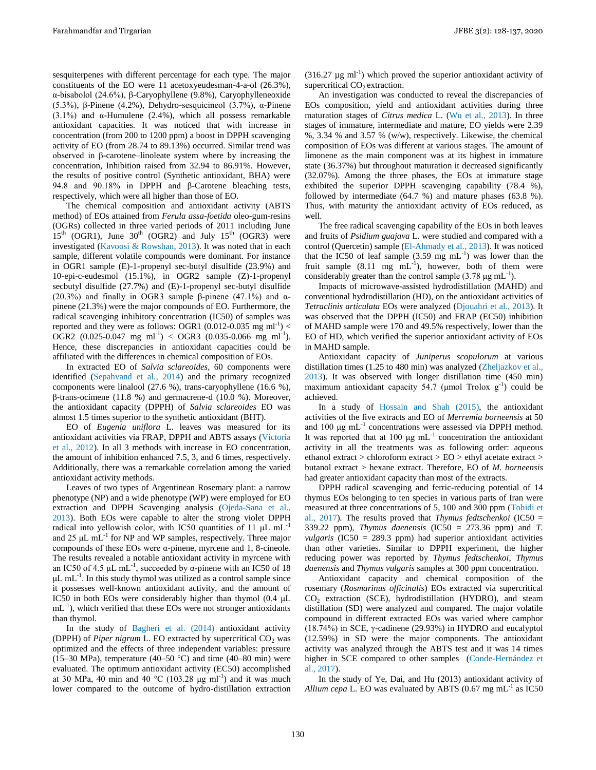sesquiterpenes with different percentage for each type. The major constituents of the EO were 11 acetoxyeudesman-4-a-ol (26.3%), α-bisabolol (24.6%), β-Caryophyllene (9.8%), Caryophylleneoxide (5.3%), β-Pinene (4.2%), Dehydro-sesquicineol (3.7%), α-Pinene (3.1%) and α-Humulene (2.4%), which all possess remarkable antioxidant capacities. It was noticed that with increase in concentration (from 200 to 1200 ppm) a boost in DPPH scavenging activity of EO (from 28.74 to 89.13%) occurred. Similar trend was observed in β-carotene–linoleate system where by increasing the concentration, Inhibition raised from 32.94 to 86.91%. However, the results of positive control (Synthetic antioxidant, BHA) were 94.8 and 90.18% in DPPH and β-Carotene bleaching tests, respectively, which were all higher than those of EO.

The chemical composition and antioxidant activity (ABTS method) of EOs attained from *Ferula assa-foetida* oleo-gum-resins (OGRs) collected in three varied periods of 2011 including June 15th (OGR1), June 30th (OGR2) and July 15th (OGR3) were investigated (Kavoosi & Rowshan, 2013). It was noted that in each sample, different volatile compounds were dominant. For instance in OGR1 sample (E)-1-propenyl sec-butyl disulfide (23.9%) and 10-epi-c-eudesmol (15.1%), in OGR2 sample (Z)-1-propenyl secbutyl disulfide (27.7%) and (E)-1-propenyl sec-butyl disulfide (20.3%) and finally in OGR3 sample β-pinene (47.1%) and α-pinene (21.3%) were the major compounds of EO. Furthermore, the radical scavenging inhibitory concentration (IC50) of samples was reported and they were as follows: OGR1 (0.012-0.035 mg ml$^{-1}$) < OGR2 (0.025-0.047 mg ml$^{-1}$) < OGR3 (0.035-0.066 mg ml$^{-1}$). Hence, these discrepancies in antioxidant capacities could be affiliated with the differences in chemical composition of EOs.

In extracted EO of *Salvia sclareoides*, 60 components were identified (Sepahvand et al., 2014) and the primary recognized components were linalool (27.6 %), trans-caryophyllene (16.6 %), β-trans-ocimene (11.8 %) and germacrene-d (10.0 %). Moreover, the antioxidant capacity (DPPH) of *Salvia sclareoides* EO was almost 1.5 times superior to the synthetic antioxidant (BHT).

EO of *Eugenia uniflora* L. leaves was measured for its antioxidant activities via FRAP, DPPH and ABTS assays (Victoria et al., 2012). In all 3 methods with increase in EO concentration, the amount of inhibition enhanced 7.5, 3, and 6 times, respectively. Additionally, there was a remarkable correlation among the varied antioxidant activity methods.

Leaves of two types of Argentinean Rosemary plant: a narrow phenotype (NP) and a wide phenotype (WP) were employed for EO extraction and DPPH Scavenging analysis (Ojeda-Sana et al., 2013). Both EOs were capable to alter the strong violet DPPH radical into yellowish color, with IC50 quantities of 11 µL mL$^{-1}$ and 25 µL mL$^{-1}$ for NP and WP samples, respectively. Three major compounds of these EOs were α-pinene, myrcene and 1, 8-cineole. The results revealed a notable antioxidant activity in myrcene with an IC50 of 4.5 µL mL$^{-1}$, succeeded by α-pinene with an IC50 of 18 µL mL$^{-1}$. In this study thymol was utilized as a control sample since it possesses well-known antioxidant activity, and the amount of IC50 in both EOs were considerably higher than thymol (0.4 µL mL$^{-1}$), which verified that these EOs were not stronger antioxidants than thymol.

In the study of Bagheri et al. (2014) antioxidant activity (DPPH) of *Piper nigrum* L. EO extracted by supercritical $CO_2$ was optimized and the effects of three independent variables: pressure (15–30 MPa), temperature (40–50 °C) and time (40–80 min) were evaluated. The optimum antioxidant activity (EC50) accomplished at 30 MPa, 40 min and 40 °C (103.28 µg ml$^{-1}$) and it was much lower compared to the outcome of hydro-distillation extraction (316.27 µg ml$^{-1}$) which proved the superior antioxidant activity of supercritical $CO_2$ extraction.

An investigation was conducted to reveal the discrepancies of EOs composition, yield and antioxidant activities during three maturation stages of *Citrus medica* L. (Wu et al., 2013). In three stages of immature, intermediate and mature, EO yields were 2.39 %, 3.34 % and 3.57 % (w/w), respectively. Likewise, the chemical composition of EOs was different at various stages. The amount of limonene as the main component was at its highest in immature state (36.37%) but throughout maturation it decreased significantly (32.07%). Among the three phases, the EOs at immature stage exhibited the superior DPPH scavenging capability (78.4 %), followed by intermediate (64.7 %) and mature phases (63.8 %). Thus, with maturity the antioxidant activity of EOs reduced, as well.

The free radical scavenging capability of the EOs in both leaves and fruits of *Psidium guajava* L. were studied and compared with a control (Quercetin) sample (El-Ahmady et al., 2013). It was noticed that the IC50 of leaf sample (3.59 mg mL$^{-1}$) was lower than the fruit sample (8.11 mg mL$^{-1}$), however, both of them were considerably greater than the control sample (3.78 µg mL$^{-1}$).

Impacts of microwave-assisted hydrodistillation (MAHD) and conventional hydrodistillation (HD), on the antioxidant activities of *Tetraclinis articulata* EOs were analyzed (Djouahri et al., 2013). It was observed that the DPPH (IC50) and FRAP (EC50) inhibition of MAHD sample were 170 and 49.5% respectively, lower than the EO of HD, which verified the superior antioxidant activity of EOs in MAHD sample.

Antioxidant capacity of *Juniperus scopulorum* at various distillation times (1.25 to 480 min) was analyzed (Zheljazkov et al., 2013). It was observed that with longer distillation time (450 min) maximum antioxidant capacity 54.7 (µmol Trolox g$^{-1}$) could be achieved.

In a study of Hossain and Shah (2015), the antioxidant activities of the five extracts and EO of *Merremia borneensis* at 50 and 100 µg mL$^{-1}$ concentrations were assessed via DPPH method. It was reported that at 100 µg mL$^{-1}$ concentration the antioxidant activity in all the treatments was as following order: aqueous ethanol extract > chloroform extract > EO > ethyl acetate extract > butanol extract > hexane extract. Therefore, EO of *M. borneensis* had greater antioxidant capacity than most of the extracts.

DPPH radical scavenging and ferric-reducing potential of 14 thymus EOs belonging to ten species in various parts of Iran were measured at three concentrations of 5, 100 and 300 ppm (Tohidi et al., 2017). The results proved that *Thymus fedtschenkoi* (IC50 = 339.22 ppm), *Thymus daenensis* (IC50 = 273.36 ppm) and *T. vulgaris* (IC50 = 289.3 ppm) had superior antioxidant activities than other varieties. Similar to DPPH experiment, the higher reducing power was reported by *Thymus fedtschenkoi*, *Thymus daenensis* and *Thymus vulgaris* samples at 300 ppm concentration.

Antioxidant capacity and chemical composition of the rosemary (*Rosmarinus officinalis*) EOs extracted via supercritical $CO_2$ extraction (SCE), hydrodistillation (HYDRO), and steam distillation (SD) were analyzed and compared. The major volatile compound in different extracted EOs was varied where camphor (18.74%) in SCE, γ-cadinene (29.93%) in HYDRO and eucalyptol (12.59%) in SD were the major components. The antioxidant activity was analyzed through the ABTS test and it was 14 times higher in SCE compared to other samples (Conde-Hernández et al., 2017).

In the study of Ye, Dai, and Hu (2013) antioxidant activity of *Allium cepa* L. EO was evaluated by ABTS (0.67 mg mL$^{-1}$ as IC50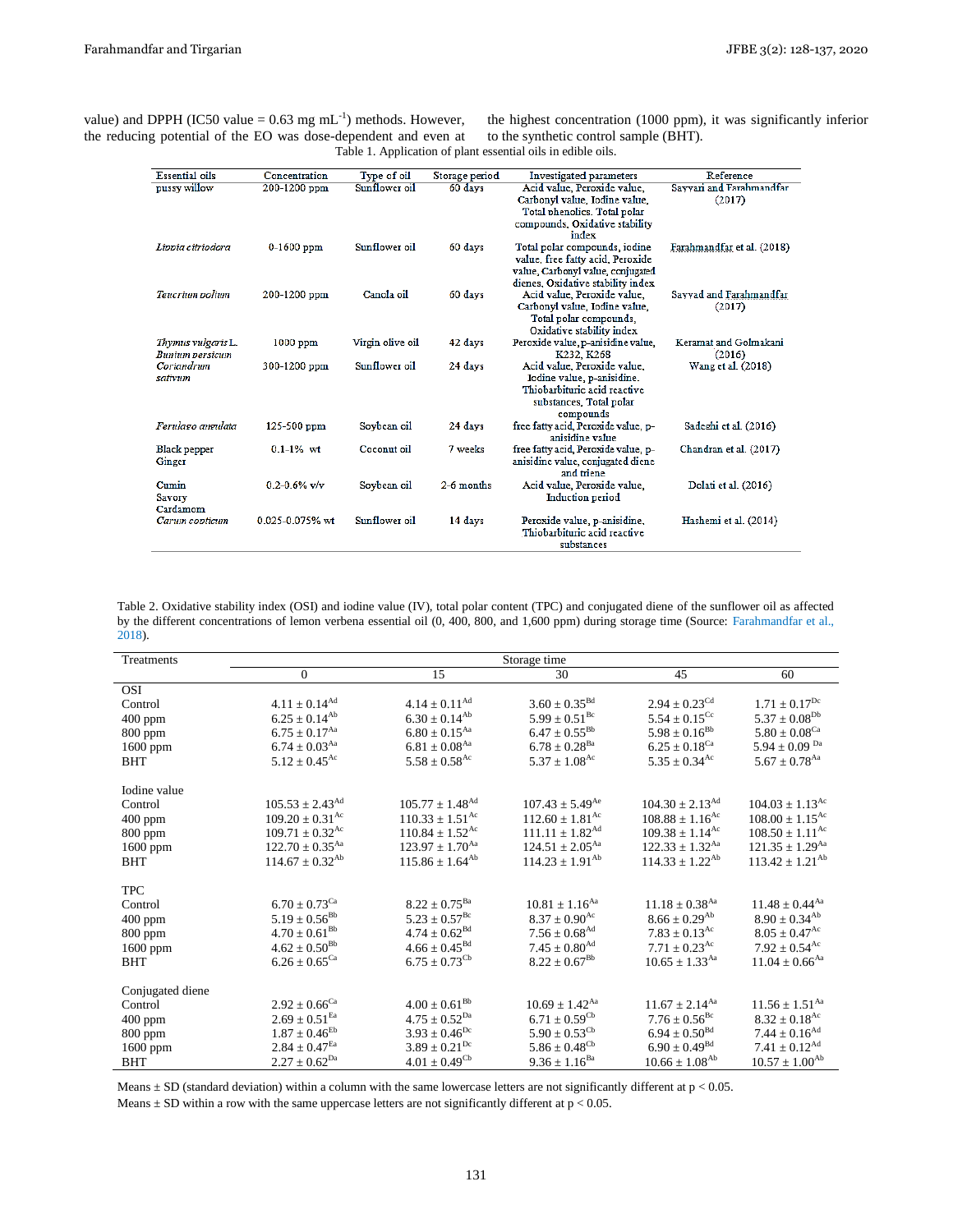value) and DPPH (IC50 value = 0.63 mg $mL^{-1}$) methods. However, the reducing potential of the EO was dose-dependent and even at the highest concentration (1000 ppm), it was significantly inferior to the synthetic control sample (BHT).

Table 1. Application of plant essential oils in edible oils.

| Essential oils | Concentration | Type of oil | Storage period | Investigated parameters | Reference |
|---|---|---|---|---|---|
| pussy willow | 200-1200 ppm | Sunflower oil | 60 days | Acid value, Peroxide value, Carbonyl value, Iodine value, Total phenolics, Total polar compounds, Oxidative stability index | Sayyari and Farahmandfar (2017) |
| *Lippia citriodora* | 0-1600 ppm | Sunflower oil | 60 days | Total polar compounds, iodine value, free fatty acid, Peroxide value, Carbonyl value, conjugated dienes, Oxidative stability index | Farahmandfar et al. (2018) |
| *Teucrium polium* | 200-1200 ppm | Canola oil | 60 days | Acid value, Peroxide value, Carbonyl value, Iodine value, Total polar compounds, Oxidative stability index | Sayyad and Farahmandfar (2017) |
| *Thymus vulgaris* L. *Bunium persicum* | 1000 ppm | Virgin olive oil | 42 days | Peroxide value, p-anisidine value, K232, K268 | Keramat and Golmakani (2016) |
| *Coriandrum sativum* | 300-1200 ppm | Sunflower oil | 24 days | Acid value, Peroxide value, Iodine value, p-anisidine, Thiobarbituric acid reactive substances, Total polar compounds | Wang et al. (2018) |
| *Ferulago angulata* | 125-500 ppm | Soybean oil | 24 days | free fatty acid, Peroxide value, p-anisidine value | Sadeghi et al. (2016) |
| Black pepper Ginger | 0.1-1% wt | Coconut oil | 7 weeks | free fatty acid, Peroxide value, p-anisidine value, conjugated diene and triene | Chandran et al. (2017) |
| Cumin Savory Cardamom | 0.2-0.6% v/v | Soybean oil | 2-6 months | Acid value, Peroxide value, Induction period | Dolati et al. (2016) |
| *Carum copticum* | 0.025-0.075% wt | Sunflower oil | 14 days | Peroxide value, p-anisidine, Thiobarbituric acid reactive substances | Hashemi et al. (2014) |

Table 2. Oxidative stability index (OSI) and iodine value (IV), total polar content (TPC) and conjugated diene of the sunflower oil as affected by the different concentrations of lemon verbena essential oil (0, 400, 800, and 1,600 ppm) during storage time (Source: Farahmandfar et al., 2018).

| Treatments | Storage time | | | | |
|---|---|---|---|---|---|
| | 0 | 15 | 30 | 45 | 60 |
| **OSI** | | | | | |
| Control | 4.11 ± 0.14$^{Ad}$ | 4.14 ± 0.11$^{Ad}$ | 3.60 ± 0.35$^{Bd}$ | 2.94 ± 0.23$^{Cd}$ | 1.71 ± 0.17$^{Dc}$ |
| 400 ppm | 6.25 ± 0.14$^{Ab}$ | 6.30 ± 0.14$^{Ab}$ | 5.99 ± 0.51$^{Bc}$ | 5.54 ± 0.15$^{Cc}$ | 5.37 ± 0.08$^{Db}$ |
| 800 ppm | 6.75 ± 0.17$^{Aa}$ | 6.80 ± 0.15$^{Aa}$ | 6.47 ± 0.55$^{Bb}$ | 5.98 ± 0.16$^{Bb}$ | 5.80 ± 0.08$^{Ca}$ |
| 1600 ppm | 6.74 ± 0.03$^{Aa}$ | 6.81 ± 0.08$^{Aa}$ | 6.78 ± 0.28$^{Ba}$ | 6.25 ± 0.18$^{Ca}$ | 5.94 ± 0.09 $^{Da}$ |
| BHT | 5.12 ± 0.45$^{Ac}$ | 5.58 ± 0.58$^{Ac}$ | 5.37 ± 1.08$^{Ac}$ | 5.35 ± 0.34$^{Ac}$ | 5.67 ± 0.78$^{Aa}$ |
| **Iodine value** | | | | | |
| Control | 105.53 ± 2.43$^{Ad}$ | 105.77 ± 1.48$^{Ad}$ | 107.43 ± 5.49$^{Ae}$ | 104.30 ± 2.13$^{Ad}$ | 104.03 ± 1.13$^{Ac}$ |
| 400 ppm | 109.20 ± 0.31$^{Ac}$ | 110.33 ± 1.51$^{Ac}$ | 112.60 ± 1.81$^{Ac}$ | 108.88 ± 1.16$^{Ac}$ | 108.00 ± 1.15$^{Ac}$ |
| 800 ppm | 109.71 ± 0.32$^{Ac}$ | 110.84 ± 1.52$^{Ac}$ | 111.11 ± 1.82$^{Ad}$ | 109.38 ± 1.14$^{Ac}$ | 108.50 ± 1.11$^{Ac}$ |
| 1600 ppm | 122.70 ± 0.35$^{Aa}$ | 123.97 ± 1.70$^{Aa}$ | 124.51 ± 2.05$^{Aa}$ | 122.33 ± 1.32$^{Aa}$ | 121.35 ± 1.29$^{Aa}$ |
| BHT | 114.67 ± 0.32$^{Ab}$ | 115.86 ± 1.64$^{Ab}$ | 114.23 ± 1.91$^{Ab}$ | 114.33 ± 1.22$^{Ab}$ | 113.42 ± 1.21$^{Ab}$ |
| **TPC** | | | | | |
| Control | 6.70 ± 0.73$^{Ca}$ | 8.22 ± 0.75$^{Ba}$ | 10.81 ± 1.16$^{Aa}$ | 11.18 ± 0.38$^{Aa}$ | 11.48 ± 0.44$^{Aa}$ |
| 400 ppm | 5.19 ± 0.56$^{Bb}$ | 5.23 ± 0.57$^{Bc}$ | 8.37 ± 0.90$^{Ac}$ | 8.66 ± 0.29$^{Ab}$ | 8.90 ± 0.34$^{Ab}$ |
| 800 ppm | 4.70 ± 0.61$^{Bb}$ | 4.74 ± 0.62$^{Bd}$ | 7.56 ± 0.68$^{Ad}$ | 7.83 ± 0.13$^{Ac}$ | 8.05 ± 0.47$^{Ac}$ |
| 1600 ppm | 4.62 ± 0.50$^{Bb}$ | 4.66 ± 0.45$^{Bd}$ | 7.45 ± 0.80$^{Ad}$ | 7.71 ± 0.23$^{Ac}$ | 7.92 ± 0.54$^{Ac}$ |
| BHT | 6.26 ± 0.65$^{Ca}$ | 6.75 ± 0.73$^{Cb}$ | 8.22 ± 0.67$^{Bb}$ | 10.65 ± 1.33$^{Aa}$ | 11.04 ± 0.66$^{Aa}$ |
| **Conjugated diene** | | | | | |
| Control | 2.92 ± 0.66$^{Ca}$ | 4.00 ± 0.61$^{Bb}$ | 10.69 ± 1.42$^{Aa}$ | 11.67 ± 2.14$^{Aa}$ | 11.56 ± 1.51$^{Aa}$ |
| 400 ppm | 2.69 ± 0.51$^{Ea}$ | 4.75 ± 0.52$^{Da}$ | 6.71 ± 0.59$^{Cb}$ | 7.76 ± 0.56$^{Bc}$ | 8.32 ± 0.18$^{Ac}$ |
| 800 ppm | 1.87 ± 0.46$^{Eb}$ | 3.93 ± 0.46$^{Dc}$ | 5.90 ± 0.53$^{Cb}$ | 6.94 ± 0.50$^{Bd}$ | 7.44 ± 0.16$^{Ad}$ |
| 1600 ppm | 2.84 ± 0.47$^{Ea}$ | 3.89 ± 0.21$^{Dc}$ | 5.86 ± 0.48$^{Cb}$ | 6.90 ± 0.49$^{Bd}$ | 7.41 ± 0.12$^{Ad}$ |
| BHT | 2.27 ± 0.62$^{Da}$ | 4.01 ± 0.49$^{Cb}$ | 9.36 ± 1.16$^{Ba}$ | 10.66 ± 1.08$^{Ab}$ | 10.57 ± 1.00$^{Ab}$ |

Means ± SD (standard deviation) within a column with the same lowercase letters are not significantly different at $p < 0.05$.
Means ± SD within a row with the same uppercase letters are not significantly different at $p < 0.05$.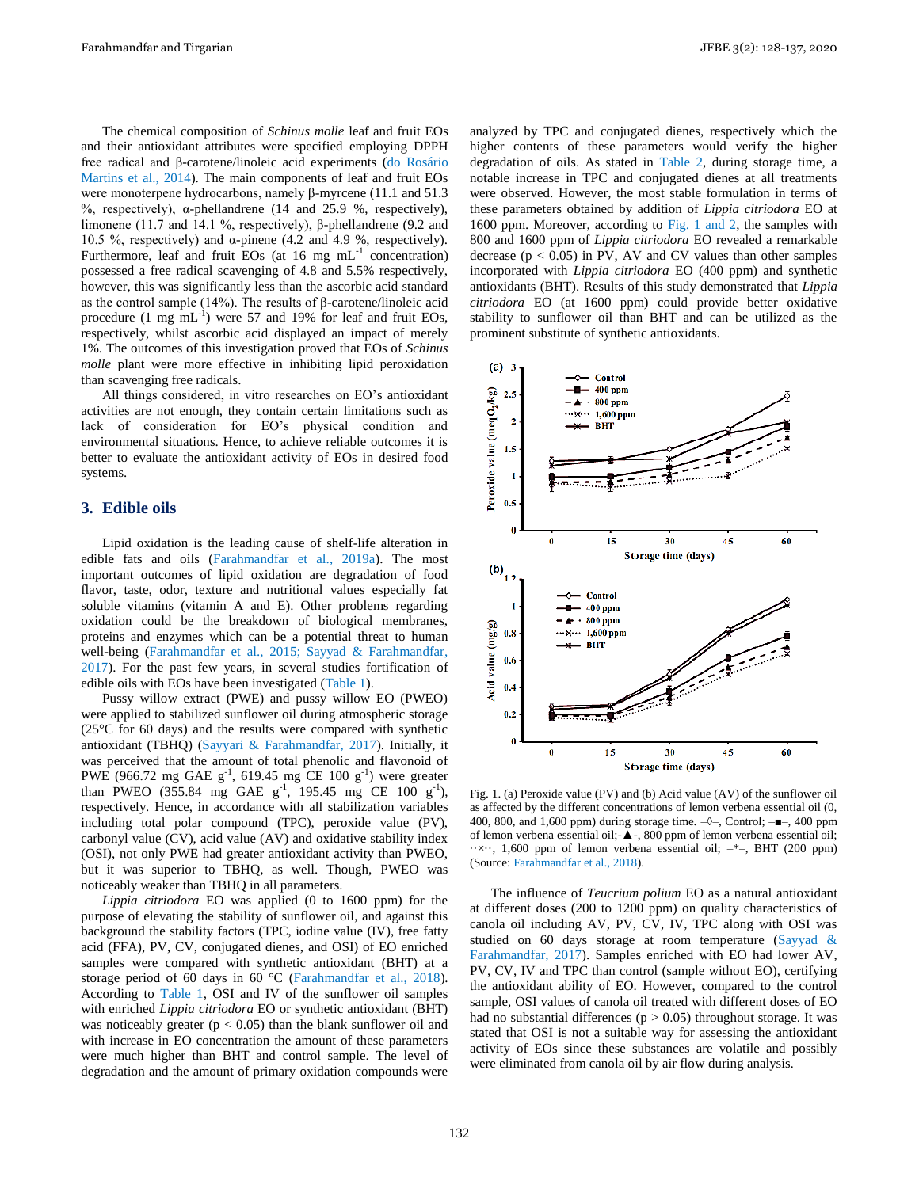The chemical composition of *Schinus molle* leaf and fruit EOs and their antioxidant attributes were specified employing DPPH free radical and β-carotene/linoleic acid experiments (do Rosário Martins et al., 2014). The main components of leaf and fruit EOs were monoterpene hydrocarbons, namely β-myrcene (11.1 and 51.3 %, respectively), α-phellandrene (14 and 25.9 %, respectively), limonene (11.7 and 14.1 %, respectively), β-phellandrene (9.2 and 10.5 %, respectively) and α-pinene (4.2 and 4.9 %, respectively). Furthermore, leaf and fruit EOs (at 16 mg $mL^{-1}$ concentration) possessed a free radical scavenging of 4.8 and 5.5% respectively, however, this was significantly less than the ascorbic acid standard as the control sample (14%). The results of β-carotene/linoleic acid procedure (1 mg $mL^{-1}$) were 57 and 19% for leaf and fruit EOs, respectively, whilst ascorbic acid displayed an impact of merely 1%. The outcomes of this investigation proved that EOs of *Schinus molle* plant were more effective in inhibiting lipid peroxidation than scavenging free radicals.

All things considered, in vitro researches on EO's antioxidant activities are not enough, they contain certain limitations such as lack of consideration for EO's physical condition and environmental situations. Hence, to achieve reliable outcomes it is better to evaluate the antioxidant activity of EOs in desired food systems.

## 3. Edible oils

Lipid oxidation is the leading cause of shelf-life alteration in edible fats and oils (Farahmandfar et al., 2019a). The most important outcomes of lipid oxidation are degradation of food flavor, taste, odor, texture and nutritional values especially fat soluble vitamins (vitamin A and E). Other problems regarding oxidation could be the breakdown of biological membranes, proteins and enzymes which can be a potential threat to human well-being (Farahmandfar et al., 2015; Sayyad & Farahmandfar, 2017). For the past few years, in several studies fortification of edible oils with EOs have been investigated (Table 1).

Pussy willow extract (PWE) and pussy willow EO (PWEO) were applied to stabilized sunflower oil during atmospheric storage (25°C for 60 days) and the results were compared with synthetic antioxidant (TBHQ) (Sayyari & Farahmandfar, 2017). Initially, it was perceived that the amount of total phenolic and flavonoid of PWE (966.72 mg GAE $g^{-1}$, 619.45 mg CE 100 $g^{-1}$) were greater than PWEO (355.84 mg GAE $g^{-1}$, 195.45 mg CE 100 $g^{-1}$), respectively. Hence, in accordance with all stabilization variables including total polar compound (TPC), peroxide value (PV), carbonyl value (CV), acid value (AV) and oxidative stability index (OSI), not only PWE had greater antioxidant activity than PWEO, but it was superior to TBHQ, as well. Though, PWEO was noticeably weaker than TBHQ in all parameters.

*Lippia citriodora* EO was applied (0 to 1600 ppm) for the purpose of elevating the stability of sunflower oil, and against this background the stability factors (TPC, iodine value (IV), free fatty acid (FFA), PV, CV, conjugated dienes, and OSI) of EO enriched samples were compared with synthetic antioxidant (BHT) at a storage period of 60 days in 60 °C (Farahmandfar et al., 2018). According to Table 1, OSI and IV of the sunflower oil samples with enriched *Lippia citriodora* EO or synthetic antioxidant (BHT) was noticeably greater ($p < 0.05$) than the blank sunflower oil and with increase in EO concentration the amount of these parameters were much higher than BHT and control sample. The level of degradation and the amount of primary oxidation compounds were analyzed by TPC and conjugated dienes, respectively which the higher contents of these parameters would verify the higher degradation of oils. As stated in Table 2, during storage time, a notable increase in TPC and conjugated dienes at all treatments were observed. However, the most stable formulation in terms of these parameters obtained by addition of *Lippia citriodora* EO at 1600 ppm. Moreover, according to Fig. 1 and 2, the samples with 800 and 1600 ppm of *Lippia citriodora* EO revealed a remarkable decrease ($p < 0.05$) in PV, AV and CV values than other samples incorporated with *Lippia citriodora* EO (400 ppm) and synthetic antioxidants (BHT). Results of this study demonstrated that *Lippia citriodora* EO (at 1600 ppm) could provide better oxidative stability to sunflower oil than BHT and can be utilized as the prominent substitute of synthetic antioxidants.

Fig. 1. (a) Peroxide value (PV) and (b) Acid value (AV) of the sunflower oil as affected by the different concentrations of lemon verbena essential oil (0, 400, 800, and 1,600 ppm) during storage time. –◇–, Control; –■–, 400 ppm of lemon verbena essential oil;-▲-, 800 ppm of lemon verbena essential oil; ··×··, 1,600 ppm of lemon verbena essential oil; –*–, BHT (200 ppm) (Source: Farahmandfar et al., 2018).

The influence of *Teucrium polium* EO as a natural antioxidant at different doses (200 to 1200 ppm) on quality characteristics of canola oil including AV, PV, CV, IV, TPC along with OSI was studied on 60 days storage at room temperature (Sayyad & Farahmandfar, 2017). Samples enriched with EO had lower AV, PV, CV, IV and TPC than control (sample without EO), certifying the antioxidant ability of EO. However, compared to the control sample, OSI values of canola oil treated with different doses of EO had no substantial differences ($p > 0.05$) throughout storage. It was stated that OSI is not a suitable way for assessing the antioxidant activity of EOs since these substances are volatile and possibly were eliminated from canola oil by air flow during analysis.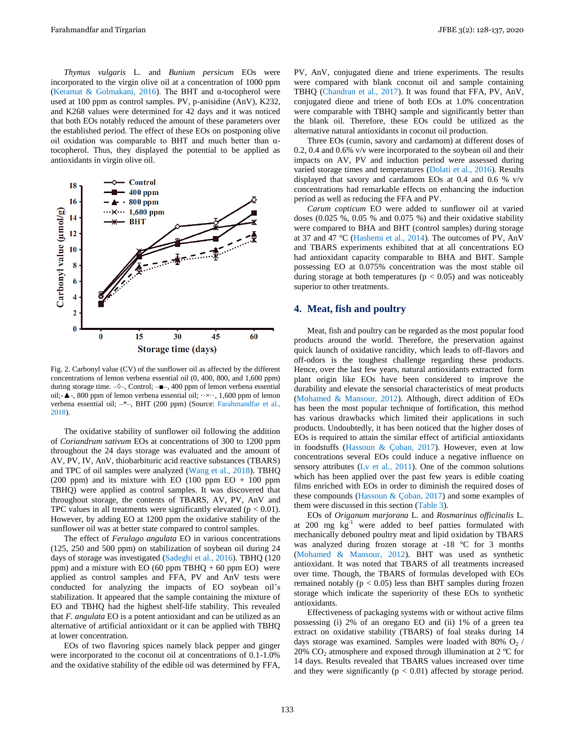*Thymus vulgaris* L. and *Bunium persicum* EOs were incorporated to the virgin olive oil at a concentration of 1000 ppm (Keramat & Golmakani, 2016). The BHT and α-tocopherol were used at 100 ppm as control samples. PV, p-anisidine (AnV), K232, and K268 values were determined for 42 days and it was noticed that both EOs notably reduced the amount of these parameters over the established period. The effect of these EOs on postponing olive oil oxidation was comparable to BHT and much better than α-tocopherol. Thus, they displayed the potential to be applied as antioxidants in virgin olive oil.

Fig. 2. Carbonyl value (CV) of the sunflower oil as affected by the different concentrations of lemon verbena essential oil (0, 400, 800, and 1,600 ppm) during storage time. –◇–, Control; –■–, 400 ppm of lemon verbena essential oil;-▲-, 800 ppm of lemon verbena essential oil; ··×··, 1,600 ppm of lemon verbena essential oil; –*–, BHT (200 ppm) (Source: Farahmandfar et al., 2018).

The oxidative stability of sunflower oil following the addition of *Coriandrum sativum* EOs at concentrations of 300 to 1200 ppm throughout the 24 days storage was evaluated and the amount of AV, PV, IV, AnV, thiobarbituric acid reactive substances (TBARS) and TPC of oil samples were analyzed (Wang et al., 2018). TBHQ (200 ppm) and its mixture with EO (100 ppm EO + 100 ppm TBHQ) were applied as control samples. It was discovered that throughout storage, the contents of TBARS, AV, PV, AnV and TPC values in all treatments were significantly elevated ($p < 0.01$). However, by adding EO at 1200 ppm the oxidative stability of the sunflower oil was at better state compared to control samples.

The effect of *Ferulago angulata* EO in various concentrations (125, 250 and 500 ppm) on stabilization of soybean oil during 24 days of storage was investigated (Sadeghi et al., 2016). TBHQ (120 ppm) and a mixture with EO (60 ppm TBHQ + 60 ppm EO) were applied as control samples and FFA, PV and AnV tests were conducted for analyzing the impacts of EO soybean oil's stabilization. It appeared that the sample containing the mixture of EO and TBHQ had the highest shelf-life stability. This revealed that *F. angulata* EO is a potent antioxidant and can be utilized as an alternative of artificial antioxidant or it can be applied with TBHQ at lower concentration.

EOs of two flavoring spices namely black pepper and ginger were incorporated to the coconut oil at concentrations of 0.1-1.0% and the oxidative stability of the edible oil was determined by FFA, PV, AnV, conjugated diene and triene experiments. The results were compared with blank coconut oil and sample containing TBHQ (Chandran et al., 2017). It was found that FFA, PV, AnV, conjugated diene and triene of both EOs at 1.0% concentration were comparable with TBHQ sample and significantly better than the blank oil. Therefore, these EOs could be utilized as the alternative natural antioxidants in coconut oil production.

Three EOs (cumin, savory and cardamom) at different doses of 0.2, 0.4 and 0.6% v/v were incorporated to the soybean oil and their impacts on AV, PV and induction period were assessed during varied storage times and temperatures (Dolati et al., 2016). Results displayed that savory and cardamom EOs at 0.4 and 0.6 % v/v concentrations had remarkable effects on enhancing the induction period as well as reducing the FFA and PV.

*Carum copticum* EO were added to sunflower oil at varied doses (0.025 %, 0.05 % and 0.075 %) and their oxidative stability were compared to BHA and BHT (control samples) during storage at 37 and 47 °C (Hashemi et al., 2014). The outcomes of PV, AnV and TBARS experiments exhibited that at all concentrations EO had antioxidant capacity comparable to BHA and BHT. Sample possessing EO at 0.075% concentration was the most stable oil during storage at both temperatures ($p < 0.05$) and was noticeably superior to other treatments.

## 4. Meat, fish and poultry

Meat, fish and poultry can be regarded as the most popular food products around the world. Therefore, the preservation against quick launch of oxidative rancidity, which leads to off-flavors and off-odors is the toughest challenge regarding these products. Hence, over the last few years, natural antioxidants extracted form plant origin like EOs have been considered to improve the durability and elevate the sensorial characteristics of meat products (Mohamed & Mansour, 2012). Although, direct addition of EOs has been the most popular technique of fortification, this method has various drawbacks which limited their applications in such products. Undoubtedly, it has been noticed that the higher doses of EOs is required to attain the similar effect of artificial antioxidants in foodstuffs (Hassoun & Çoban, 2017). However, even at low concentrations several EOs could induce a negative influence on sensory attributes (Lv et al., 2011). One of the common solutions which has been applied over the past few years is edible coating films enriched with EOs in order to diminish the required doses of these compounds (Hassoun & Çoban, 2017) and some examples of them were discussed in this section (Table 3).

EOs of *Origanum marjorana* L. and *Rosmarinus officinalis* L. at 200 mg kg$^{-1}$ were added to beef patties formulated with mechanically deboned poultry meat and lipid oxidation by TBARS was analyzed during frozen storage at -18 °C for 3 months (Mohamed & Mansour, 2012). BHT was used as synthetic antioxidant. It was noted that TBARS of all treatments increased over time. Though, the TBARS of formulas developed with EOs remained notably ($p < 0.05$) less than BHT samples during frozen storage which indicate the superiority of these EOs to synthetic antioxidants.

Effectiveness of packaging systems with or without active films possessing (i) 2% of an oregano EO and (ii) 1% of a green tea extract on oxidative stability (TBARS) of foal steaks during 14 days storage was examined. Samples were loaded with 80% $O_2$ / 20% $CO_2$ atmosphere and exposed through illumination at 2 ºC for 14 days. Results revealed that TBARS values increased over time and they were significantly ($p < 0.01$) affected by storage period.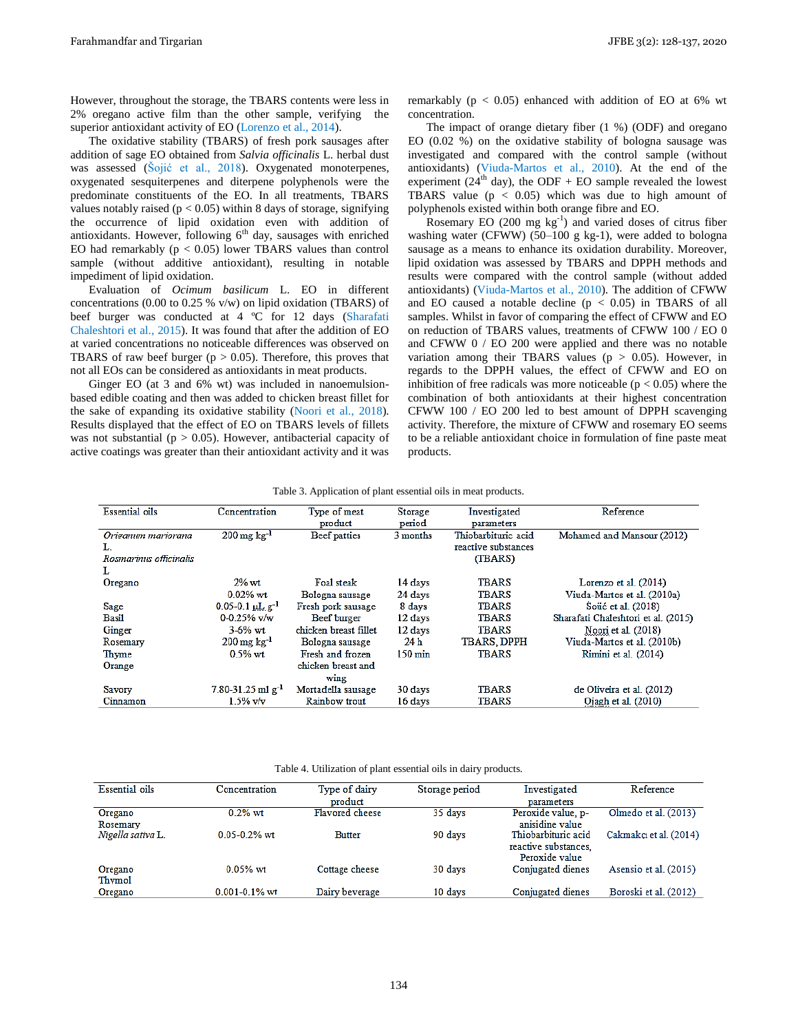However, throughout the storage, the TBARS contents were less in 2% oregano active film than the other sample, verifying the superior antioxidant activity of EO (Lorenzo et al., 2014).

The oxidative stability (TBARS) of fresh pork sausages after addition of sage EO obtained from *Salvia officinalis* L. herbal dust was assessed (Šojić et al., 2018). Oxygenated monoterpenes, oxygenated sesquiterpenes and diterpene polyphenols were the predominate constituents of the EO. In all treatments, TBARS values notably raised ($p < 0.05$) within 8 days of storage, signifying the occurrence of lipid oxidation even with addition of antioxidants. However, following 6th day, sausages with enriched EO had remarkably ($p < 0.05$) lower TBARS values than control sample (without additive antioxidant), resulting in notable impediment of lipid oxidation.

Evaluation of *Ocimum basilicum* L. EO in different concentrations (0.00 to 0.25 % v/w) on lipid oxidation (TBARS) of beef burger was conducted at 4 ºC for 12 days (Sharafati Chaleshtori et al., 2015). It was found that after the addition of EO at varied concentrations no noticeable differences was observed on TBARS of raw beef burger ($p > 0.05$). Therefore, this proves that not all EOs can be considered as antioxidants in meat products.

Ginger EO (at 3 and 6% wt) was included in nanoemulsion-based edible coating and then was added to chicken breast fillet for the sake of expanding its oxidative stability (Noori et al., 2018). Results displayed that the effect of EO on TBARS levels of fillets was not substantial ($p > 0.05$). However, antibacterial capacity of active coatings was greater than their antioxidant activity and it was remarkably ($p < 0.05$) enhanced with addition of EO at 6% wt concentration.

The impact of orange dietary fiber (1 %) (ODF) and oregano EO (0.02 %) on the oxidative stability of bologna sausage was investigated and compared with the control sample (without antioxidants) (Viuda-Martos et al., 2010). At the end of the experiment (24th day), the ODF + EO sample revealed the lowest TBARS value ($p < 0.05$) which was due to high amount of polyphenols existed within both orange fibre and EO.

Rosemary EO (200 mg kg$^{-1}$) and varied doses of citrus fiber washing water (CFWW) (50–100 g kg-1), were added to bologna sausage as a means to enhance its oxidation durability. Moreover, lipid oxidation was assessed by TBARS and DPPH methods and results were compared with the control sample (without added antioxidants) (Viuda-Martos et al., 2010). The addition of CFWW and EO caused a notable decline ($p < 0.05$) in TBARS of all samples. Whilst in favor of comparing the effect of CFWW and EO on reduction of TBARS values, treatments of CFWW 100 / EO 0 and CFWW 0 / EO 200 were applied and there was no notable variation among their TBARS values ($p > 0.05$). However, in regards to the DPPH values, the effect of CFWW and EO on inhibition of free radicals was more noticeable ($p < 0.05$) where the combination of both antioxidants at their highest concentration CFWW 100 / EO 200 led to best amount of DPPH scavenging activity. Therefore, the mixture of CFWW and rosemary EO seems to be a reliable antioxidant choice in formulation of fine paste meat products.

Table 3. Application of plant essential oils in meat products.

| Essential oils | Concentration | Type of meat product | Storage period | Investigated parameters | Reference |
|---|---|---|---|---|---|
| *Origanum marjorana* L. *Rosmarinus officinalis* L | 200 mg kg$^{-1}$ | Beef patties | 3 months | Thiobarbituric acid reactive substances (TBARS) | Mohamed and Mansour (2012) |
| Oregano | 2% wt | Foal steak | 14 days | TBARS | Lorenzo et al. (2014) |
| | 0.02% wt | Bologna sausage | 24 days | TBARS | Viuda-Martos et al. (2010a) |
| Sage | 0.05-0.1 µL g$^{-1}$ | Fresh pork sausage | 8 days | TBARS | Šojić et al. (2018) |
| Basil | 0-0.25% v/w | Beef burger | 12 days | TBARS | Sharafati Chaleshtori et al. (2015) |
| Ginger | 3-6% wt | chicken breast fillet | 12 days | TBARS | Noori et al. (2018) |
| Rosemary | 200 mg kg$^{-1}$ | Bologna sausage | 24 h | TBARS, DPPH | Viuda-Martos et al. (2010b) |
| Thyme Orange | 0.5% wt | Fresh and frozen chicken breast and wing | 150 min | TBARS | Rimini et al. (2014) |
| Savory | 7.80-31.25 ml g$^{-1}$ | Mortadella sausage | 30 days | TBARS | de Oliveira et al. (2012) |
| Cinnamon | 1.5% v/v | Rainbow trout | 16 days | TBARS | Ojagh et al. (2010) |

Table 4. Utilization of plant essential oils in dairy products.

| Essential oils | Concentration | Type of dairy product | Storage period | Investigated parameters | Reference |
|---|---|---|---|---|---|
| Oregano Rosemary | 0.2% wt | Flavored cheese | 35 days | Peroxide value, p-anisidine value | Olmedo et al. (2013) |
| *Nigella sativa* L. | 0.05-0.2% wt | Butter | 90 days | Thiobarbituric acid reactive substances, Peroxide value | Cakmakcı et al. (2014) |
| Oregano Thymol | 0.05% wt | Cottage cheese | 30 days | Conjugated dienes | Asensio et al. (2015) |
| Oregano | 0.001-0.1% wt | Dairy beverage | 10 days | Conjugated dienes | Boroski et al. (2012) |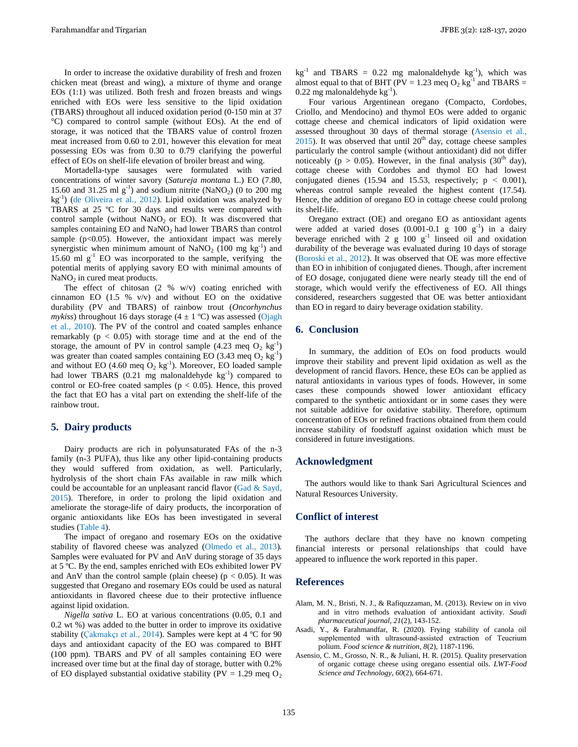In order to increase the oxidative durability of fresh and frozen chicken meat (breast and wing), a mixture of thyme and orange EOs (1:1) was utilized. Both fresh and frozen breasts and wings enriched with EOs were less sensitive to the lipid oxidation (TBARS) throughout all induced oxidation period (0-150 min at 37 °C) compared to control sample (without EOs). At the end of storage, it was noticed that the TBARS value of control frozen meat increased from 0.60 to 2.01, however this elevation for meat possessing EOs was from 0.30 to 0.79 clarifying the powerful effect of EOs on shelf-life elevation of broiler breast and wing.

Mortadella-type sausages were formulated with varied concentrations of winter savory (*Satureja montana* L.) EO (7.80, 15.60 and 31.25 ml $g^{-1}$) and sodium nitrite ($NaNO_2$) (0 to 200 mg $kg^{-1}$) (de Oliveira et al., 2012). Lipid oxidation was analyzed by TBARS at 25 ºC for 30 days and results were compared with control sample (without $NaNO_2$ or EO). It was discovered that samples containing EO and $NaNO_2$ had lower TBARS than control sample ($p<0.05$). However, the antioxidant impact was merely synergistic when minimum amount of $NaNO_2$ (100 mg $kg^{-1}$) and 15.60 ml $g^{-1}$ EO was incorporated to the sample, verifying the potential merits of applying savory EO with minimal amounts of $NaNO_2$ in cured meat products.

The effect of chitosan (2 % w/v) coating enriched with cinnamon EO (1.5 % v/v) and without EO on the oxidative durability (PV and TBARS) of rainbow trout (*Oncorhynchus mykiss*) throughout 16 days storage (4 ± 1 ºC) was assessed (Ojagh et al., 2010). The PV of the control and coated samples enhance remarkably ($p < 0.05$) with storage time and at the end of the storage, the amount of PV in control sample (4.23 meq $O_2$ $kg^{-1}$) was greater than coated samples containing EO (3.43 meq $O_2$ $kg^{-1}$) and without EO (4.60 meq $O_2$ $kg^{-1}$). Moreover, EO loaded sample had lower TBARS (0.21 mg malonaldehyde $kg^{-1}$) compared to control or EO-free coated samples ($p < 0.05$). Hence, this proved the fact that EO has a vital part on extending the shelf-life of the rainbow trout.

## 5. Dairy products

Dairy products are rich in polyunsaturated FAs of the n-3 family (n-3 PUFA), thus like any other lipid-containing products they would suffered from oxidation, as well. Particularly, hydrolysis of the short chain FAs available in raw milk which could be accountable for an unpleasant rancid flavor (Gad & Sayd, 2015). Therefore, in order to prolong the lipid oxidation and ameliorate the storage-life of dairy products, the incorporation of organic antioxidants like EOs has been investigated in several studies (Table 4).

The impact of oregano and rosemary EOs on the oxidative stability of flavored cheese was analyzed (Olmedo et al., 2013). Samples were evaluated for PV and AnV during storage of 35 days at 5 ºC. By the end, samples enriched with EOs exhibited lower PV and AnV than the control sample (plain cheese) ($p < 0.05$). It was suggested that Oregano and rosemary EOs could be used as natural antioxidants in flavored cheese due to their protective influence against lipid oxidation.

*Nigella sativa* L. EO at various concentrations (0.05, 0.1 and 0.2 wt %) was added to the butter in order to improve its oxidative stability (Çakmakçı et al., 2014). Samples were kept at 4 ºC for 90 days and antioxidant capacity of the EO was compared to BHT (100 ppm). TBARS and PV of all samples containing EO were increased over time but at the final day of storage, butter with 0.2% of EO displayed substantial oxidative stability (PV = 1.29 meq $O_2$ $kg^{-1}$ and TBARS = 0.22 mg malonaldehyde $kg^{-1}$), which was almost equal to that of BHT (PV = 1.23 meq $O_2$ $kg^{-1}$ and TBARS = 0.22 mg malonaldehyde $kg^{-1}$).

Four various Argentinean oregano (Compacto, Cordobes, Criollo, and Mendocino) and thymol EOs were added to organic cottage cheese and chemical indicators of lipid oxidation were assessed throughout 30 days of thermal storage (Asensio et al., 2015). It was observed that until 20th day, cottage cheese samples particularly the control sample (without antioxidant) did not differ noticeably ($p > 0.05$). However, in the final analysis (30th day), cottage cheese with Cordobes and thymol EO had lowest conjugated dienes (15.94 and 15.53, respectively; $p < 0.001$), whereas control sample revealed the highest content (17.54). Hence, the addition of oregano EO in cottage cheese could prolong its shelf-life.

Oregano extract (OE) and oregano EO as antioxidant agents were added at varied doses (0.001-0.1 g 100 $g^{-1}$) in a dairy beverage enriched with 2 g 100 $g^{-1}$ linseed oil and oxidation durability of the beverage was evaluated during 10 days of storage (Boroski et al., 2012). It was observed that OE was more effective than EO in inhibition of conjugated dienes. Though, after increment of EO dosage, conjugated diene were nearly steady till the end of storage, which would verify the effectiveness of EO. All things considered, researchers suggested that OE was better antioxidant than EO in regard to dairy beverage oxidation stability.

## 6. Conclusion

In summary, the addition of EOs on food products would improve their stability and prevent lipid oxidation as well as the development of rancid flavors. Hence, these EOs can be applied as natural antioxidants in various types of foods. However, in some cases these compounds showed lower antioxidant efficacy compared to the synthetic antioxidant or in some cases they were not suitable additive for oxidative stability. Therefore, optimum concentration of EOs or refined fractions obtained from them could increase stability of foodstuff against oxidation which must be considered in future investigations.

## Acknowledgment

The authors would like to thank Sari Agricultural Sciences and Natural Resources University.

## Conflict of interest

The authors declare that they have no known competing financial interests or personal relationships that could have appeared to influence the work reported in this paper.

## References

Alam, M. N., Bristi, N. J., & Rafiquzzaman, M. (2013). Review on in vivo and in vitro methods evaluation of antioxidant activity. *Saudi pharmaceutical journal*, *21*(2), 143-152.

Asadi, Y., & Farahmandfar, R. (2020). Frying stability of canola oil supplemented with ultrasound-assisted extraction of Teucrium polium. *Food science & nutrition*, *8*(2), 1187-1196.

Asensio, C. M., Grosso, N. R., & Juliani, H. R. (2015). Quality preservation of organic cottage cheese using oregano essential oils. *LWT-Food Science and Technology*, *60*(2), 664-671.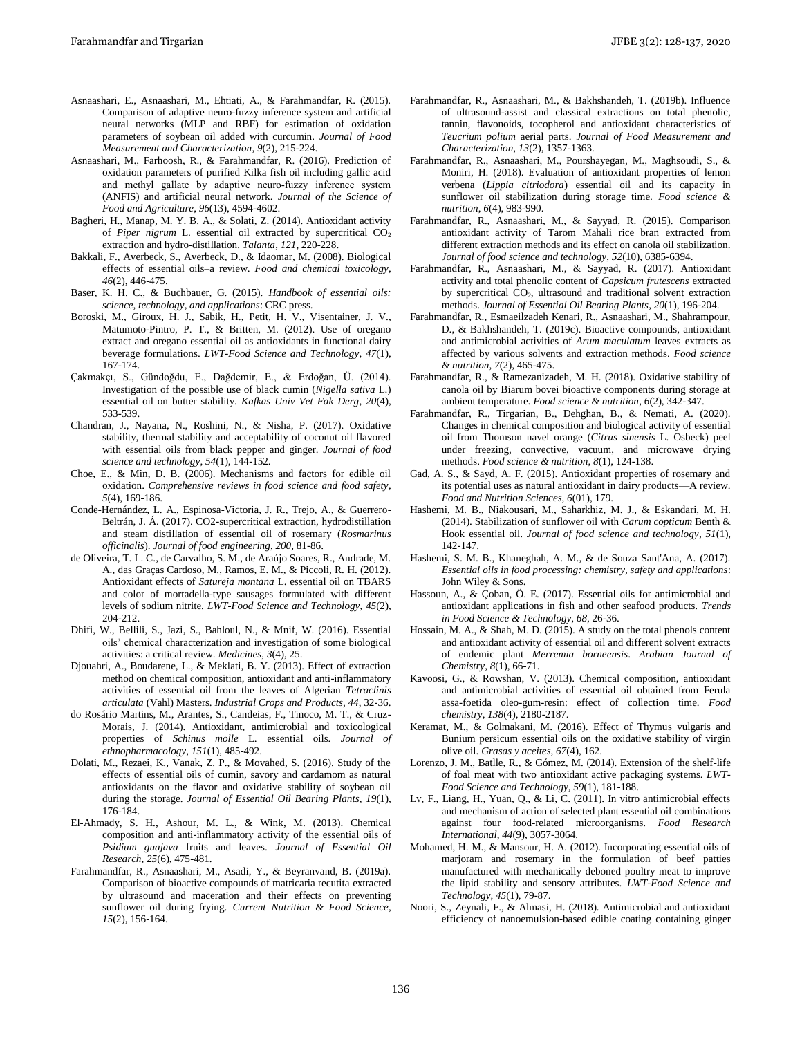Asnaashari, E., Asnaashari, M., Ehtiati, A., & Farahmandfar, R. (2015). Comparison of adaptive neuro-fuzzy inference system and artificial neural networks (MLP and RBF) for estimation of oxidation parameters of soybean oil added with curcumin. *Journal of Food Measurement and Characterization*, *9*(2), 215-224.

Asnaashari, M., Farhoosh, R., & Farahmandfar, R. (2016). Prediction of oxidation parameters of purified Kilka fish oil including gallic acid and methyl gallate by adaptive neuro-fuzzy inference system (ANFIS) and artificial neural network. *Journal of the Science of Food and Agriculture*, *96*(13), 4594-4602.

Bagheri, H., Manap, M. Y. B. A., & Solati, Z. (2014). Antioxidant activity of *Piper nigrum* L. essential oil extracted by supercritical $CO_2$ extraction and hydro-distillation. *Talanta*, *121*, 220-228.

Bakkali, F., Averbeck, S., Averbeck, D., & Idaomar, M. (2008). Biological effects of essential oils–a review. *Food and chemical toxicology*, *46*(2), 446-475.

Baser, K. H. C., & Buchbauer, G. (2015). *Handbook of essential oils: science, technology, and applications*: CRC press.

Boroski, M., Giroux, H. J., Sabik, H., Petit, H. V., Visentainer, J. V., Matumoto-Pintro, P. T., & Britten, M. (2012). Use of oregano extract and oregano essential oil as antioxidants in functional dairy beverage formulations. *LWT-Food Science and Technology*, *47*(1), 167-174.

Çakmakçı, S., Gündoğdu, E., Dağdemir, E., & Erdoğan, Ü. (2014). Investigation of the possible use of black cumin (*Nigella sativa* L.) essential oil on butter stability. *Kafkas Univ Vet Fak Derg*, *20*(4), 533-539.

Chandran, J., Nayana, N., Roshini, N., & Nisha, P. (2017). Oxidative stability, thermal stability and acceptability of coconut oil flavored with essential oils from black pepper and ginger. *Journal of food science and technology*, *54*(1), 144-152.

Choe, E., & Min, D. B. (2006). Mechanisms and factors for edible oil oxidation. *Comprehensive reviews in food science and food safety*, *5*(4), 169-186.

Conde-Hernández, L. A., Espinosa-Victoria, J. R., Trejo, A., & Guerrero-Beltrán, J. Á. (2017). CO2-supercritical extraction, hydrodistillation and steam distillation of essential oil of rosemary (*Rosmarinus officinalis*). *Journal of food engineering*, *200*, 81-86.

de Oliveira, T. L. C., de Carvalho, S. M., de Araújo Soares, R., Andrade, M. A., das Graças Cardoso, M., Ramos, E. M., & Piccoli, R. H. (2012). Antioxidant effects of *Satureja montana* L. essential oil on TBARS and color of mortadella-type sausages formulated with different levels of sodium nitrite. *LWT-Food Science and Technology*, *45*(2), 204-212.

Dhifi, W., Bellili, S., Jazi, S., Bahloul, N., & Mnif, W. (2016). Essential oils' chemical characterization and investigation of some biological activities: a critical review. *Medicines*, *3*(4), 25.

Djouahri, A., Boudarene, L., & Meklati, B. Y. (2013). Effect of extraction method on chemical composition, antioxidant and anti-inflammatory activities of essential oil from the leaves of Algerian *Tetraclinis articulata* (Vahl) Masters. *Industrial Crops and Products*, *44*, 32-36.

do Rosário Martins, M., Arantes, S., Candeias, F., Tinoco, M. T., & Cruz-Morais, J. (2014). Antioxidant, antimicrobial and toxicological properties of *Schinus molle* L. essential oils. *Journal of ethnopharmacology*, *151*(1), 485-492.

Dolati, M., Rezaei, K., Vanak, Z. P., & Movahed, S. (2016). Study of the effects of essential oils of cumin, savory and cardamom as natural antioxidants on the flavor and oxidative stability of soybean oil during the storage. *Journal of Essential Oil Bearing Plants*, *19*(1), 176-184.

El-Ahmady, S. H., Ashour, M. L., & Wink, M. (2013). Chemical composition and anti-inflammatory activity of the essential oils of *Psidium guajava* fruits and leaves. *Journal of Essential Oil Research*, *25*(6), 475-481.

Farahmandfar, R., Asnaashari, M., Asadi, Y., & Beyranvand, B. (2019a). Comparison of bioactive compounds of matricaria recutita extracted by ultrasound and maceration and their effects on preventing sunflower oil during frying. *Current Nutrition & Food Science*, *15*(2), 156-164.

Farahmandfar, R., Asnaashari, M., & Bakhshandeh, T. (2019b). Influence of ultrasound-assist and classical extractions on total phenolic, tannin, flavonoids, tocopherol and antioxidant characteristics of *Teucrium polium* aerial parts. *Journal of Food Measurement and Characterization*, *13*(2), 1357-1363.

Farahmandfar, R., Asnaashari, M., Pourshayegan, M., Maghsoudi, S., & Moniri, H. (2018). Evaluation of antioxidant properties of lemon verbena (*Lippia citriodora*) essential oil and its capacity in sunflower oil stabilization during storage time. *Food science & nutrition*, *6*(4), 983-990.

Farahmandfar, R., Asnaashari, M., & Sayyad, R. (2015). Comparison antioxidant activity of Tarom Mahali rice bran extracted from different extraction methods and its effect on canola oil stabilization. *Journal of food science and technology*, *52*(10), 6385-6394.

Farahmandfar, R., Asnaashari, M., & Sayyad, R. (2017). Antioxidant activity and total phenolic content of *Capsicum frutescens* extracted by supercritical $CO_2$, ultrasound and traditional solvent extraction methods. *Journal of Essential Oil Bearing Plants*, *20*(1), 196-204.

Farahmandfar, R., Esmaeilzadeh Kenari, R., Asnaashari, M., Shahrampour, D., & Bakhshandeh, T. (2019c). Bioactive compounds, antioxidant and antimicrobial activities of *Arum maculatum* leaves extracts as affected by various solvents and extraction methods. *Food science & nutrition*, *7*(2), 465-475.

Farahmandfar, R., & Ramezanizadeh, M. H. (2018). Oxidative stability of canola oil by Biarum bovei bioactive components during storage at ambient temperature. *Food science & nutrition*, *6*(2), 342-347.

Farahmandfar, R., Tirgarian, B., Dehghan, B., & Nemati, A. (2020). Changes in chemical composition and biological activity of essential oil from Thomson navel orange (*Citrus sinensis* L. Osbeck) peel under freezing, convective, vacuum, and microwave drying methods. *Food science & nutrition*, *8*(1), 124-138.

Gad, A. S., & Sayd, A. F. (2015). Antioxidant properties of rosemary and its potential uses as natural antioxidant in dairy products—A review. *Food and Nutrition Sciences*, *6*(01), 179.

Hashemi, M. B., Niakousari, M., Saharkhiz, M. J., & Eskandari, M. H. (2014). Stabilization of sunflower oil with *Carum copticum* Benth & Hook essential oil. *Journal of food science and technology*, *51*(1), 142-147.

Hashemi, S. M. B., Khaneghah, A. M., & de Souza Sant'Ana, A. (2017). *Essential oils in food processing: chemistry, safety and applications*: John Wiley & Sons.

Hassoun, A., & Çoban, Ö. E. (2017). Essential oils for antimicrobial and antioxidant applications in fish and other seafood products. *Trends in Food Science & Technology*, *68*, 26-36.

Hossain, M. A., & Shah, M. D. (2015). A study on the total phenols content and antioxidant activity of essential oil and different solvent extracts of endemic plant *Merremia borneensis*. *Arabian Journal of Chemistry*, *8*(1), 66-71.

Kavoosi, G., & Rowshan, V. (2013). Chemical composition, antioxidant and antimicrobial activities of essential oil obtained from Ferula assa-foetida oleo-gum-resin: effect of collection time. *Food chemistry*, *138*(4), 2180-2187.

Keramat, M., & Golmakani, M. (2016). Effect of Thymus vulgaris and Bunium persicum essential oils on the oxidative stability of virgin olive oil. *Grasas y aceites*, *67*(4), 162.

Lorenzo, J. M., Batlle, R., & Gómez, M. (2014). Extension of the shelf-life of foal meat with two antioxidant active packaging systems. *LWT-Food Science and Technology*, *59*(1), 181-188.

Lv, F., Liang, H., Yuan, Q., & Li, C. (2011). In vitro antimicrobial effects and mechanism of action of selected plant essential oil combinations against four food-related microorganisms. *Food Research International*, *44*(9), 3057-3064.

Mohamed, H. M., & Mansour, H. A. (2012). Incorporating essential oils of marjoram and rosemary in the formulation of beef patties manufactured with mechanically deboned poultry meat to improve the lipid stability and sensory attributes. *LWT-Food Science and Technology*, *45*(1), 79-87.

Noori, S., Zeynali, F., & Almasi, H. (2018). Antimicrobial and antioxidant efficiency of nanoemulsion-based edible coating containing ginger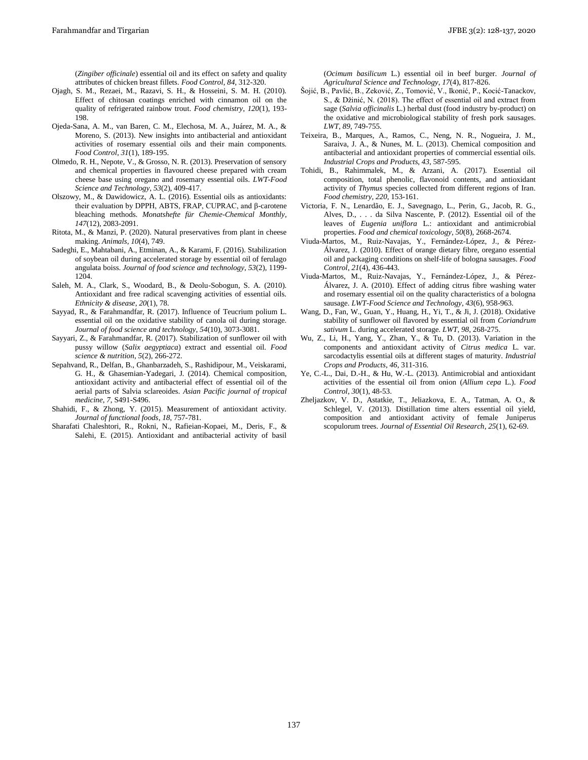(*Zingiber officinale*) essential oil and its effect on safety and quality attributes of chicken breast fillets. *Food Control*, *84*, 312-320.

Ojagh, S. M., Rezaei, M., Razavi, S. H., & Hosseini, S. M. H. (2010). Effect of chitosan coatings enriched with cinnamon oil on the quality of refrigerated rainbow trout. *Food chemistry*, *120*(1), 193-198.

Ojeda-Sana, A. M., van Baren, C. M., Elechosa, M. A., Juárez, M. A., & Moreno, S. (2013). New insights into antibacterial and antioxidant activities of rosemary essential oils and their main components. *Food Control*, *31*(1), 189-195.

Olmedo, R. H., Nepote, V., & Grosso, N. R. (2013). Preservation of sensory and chemical properties in flavoured cheese prepared with cream cheese base using oregano and rosemary essential oils. *LWT-Food Science and Technology*, *53*(2), 409-417.

Olszowy, M., & Dawidowicz, A. L. (2016). Essential oils as antioxidants: their evaluation by DPPH, ABTS, FRAP, CUPRAC, and β-carotene bleaching methods. *Monatshefte für Chemie-Chemical Monthly*, *147*(12), 2083-2091.

Ritota, M., & Manzi, P. (2020). Natural preservatives from plant in cheese making. *Animals*, *10*(4), 749.

Sadeghi, E., Mahtabani, A., Etminan, A., & Karami, F. (2016). Stabilization of soybean oil during accelerated storage by essential oil of ferulago angulata boiss. *Journal of food science and technology*, *53*(2), 1199-1204.

Saleh, M. A., Clark, S., Woodard, B., & Deolu-Sobogun, S. A. (2010). Antioxidant and free radical scavenging activities of essential oils. *Ethnicity & disease*, *20*(1), 78.

Sayyad, R., & Farahmandfar, R. (2017). Influence of Teucrium polium L. essential oil on the oxidative stability of canola oil during storage. *Journal of food science and technology*, *54*(10), 3073-3081.

Sayyari, Z., & Farahmandfar, R. (2017). Stabilization of sunflower oil with pussy willow (*Salix aegyptiaca*) extract and essential oil. *Food science & nutrition*, *5*(2), 266-272.

Sepahvand, R., Delfan, B., Ghanbarzadeh, S., Rashidipour, M., Veiskarami, G. H., & Ghasemian-Yadegari, J. (2014). Chemical composition, antioxidant activity and antibacterial effect of essential oil of the aerial parts of Salvia sclareoides. *Asian Pacific journal of tropical medicine*, *7*, S491-S496.

Shahidi, F., & Zhong, Y. (2015). Measurement of antioxidant activity. *Journal of functional foods*, *18*, 757-781.

Sharafati Chaleshtori, R., Rokni, N., Rafieian-Kopaei, M., Deris, F., & Salehi, E. (2015). Antioxidant and antibacterial activity of basil (*Ocimum basilicum* L.) essential oil in beef burger. *Journal of Agricultural Science and Technology*, *17*(4), 817-826.

Šojić, B., Pavlić, B., Zeković, Z., Tomović, V., Ikonić, P., Kocić-Tanackov, S., & Džinić, N. (2018). The effect of essential oil and extract from sage (*Salvia officinalis* L.) herbal dust (food industry by-product) on the oxidative and microbiological stability of fresh pork sausages. *LWT*, *89*, 749-755.

Teixeira, B., Marques, A., Ramos, C., Neng, N. R., Nogueira, J. M., Saraiva, J. A., & Nunes, M. L. (2013). Chemical composition and antibacterial and antioxidant properties of commercial essential oils. *Industrial Crops and Products*, *43*, 587-595.

Tohidi, B., Rahimmalek, M., & Arzani, A. (2017). Essential oil composition, total phenolic, flavonoid contents, and antioxidant activity of *Thymus* species collected from different regions of Iran. *Food chemistry*, *220*, 153-161.

Victoria, F. N., Lenardão, E. J., Savegnago, L., Perin, G., Jacob, R. G., Alves, D., . . . da Silva Nascente, P. (2012). Essential oil of the leaves of *Eugenia uniflora* L.: antioxidant and antimicrobial properties. *Food and chemical toxicology*, *50*(8), 2668-2674.

Viuda-Martos, M., Ruiz-Navajas, Y., Fernández-López, J., & Pérez-Álvarez, J. (2010). Effect of orange dietary fibre, oregano essential oil and packaging conditions on shelf-life of bologna sausages. *Food Control*, *21*(4), 436-443.

Viuda-Martos, M., Ruiz-Navajas, Y., Fernández-López, J., & Pérez-Álvarez, J. A. (2010). Effect of adding citrus fibre washing water and rosemary essential oil on the quality characteristics of a bologna sausage. *LWT-Food Science and Technology*, *43*(6), 958-963.

Wang, D., Fan, W., Guan, Y., Huang, H., Yi, T., & Ji, J. (2018). Oxidative stability of sunflower oil flavored by essential oil from *Coriandrum sativum* L. during accelerated storage. *LWT*, *98*, 268-275.

Wu, Z., Li, H., Yang, Y., Zhan, Y., & Tu, D. (2013). Variation in the components and antioxidant activity of *Citrus medica* L. var. sarcodactylis essential oils at different stages of maturity. *Industrial Crops and Products*, *46*, 311-316.

Ye, C.-L., Dai, D.-H., & Hu, W.-L. (2013). Antimicrobial and antioxidant activities of the essential oil from onion (*Allium cepa* L.). *Food Control*, *30*(1), 48-53.

Zheljazkov, V. D., Astatkie, T., Jeliazkova, E. A., Tatman, A. O., & Schlegel, V. (2013). Distillation time alters essential oil yield, composition and antioxidant activity of female Juniperus scopulorum trees. *Journal of Essential Oil Research*, *25*(1), 62-69.